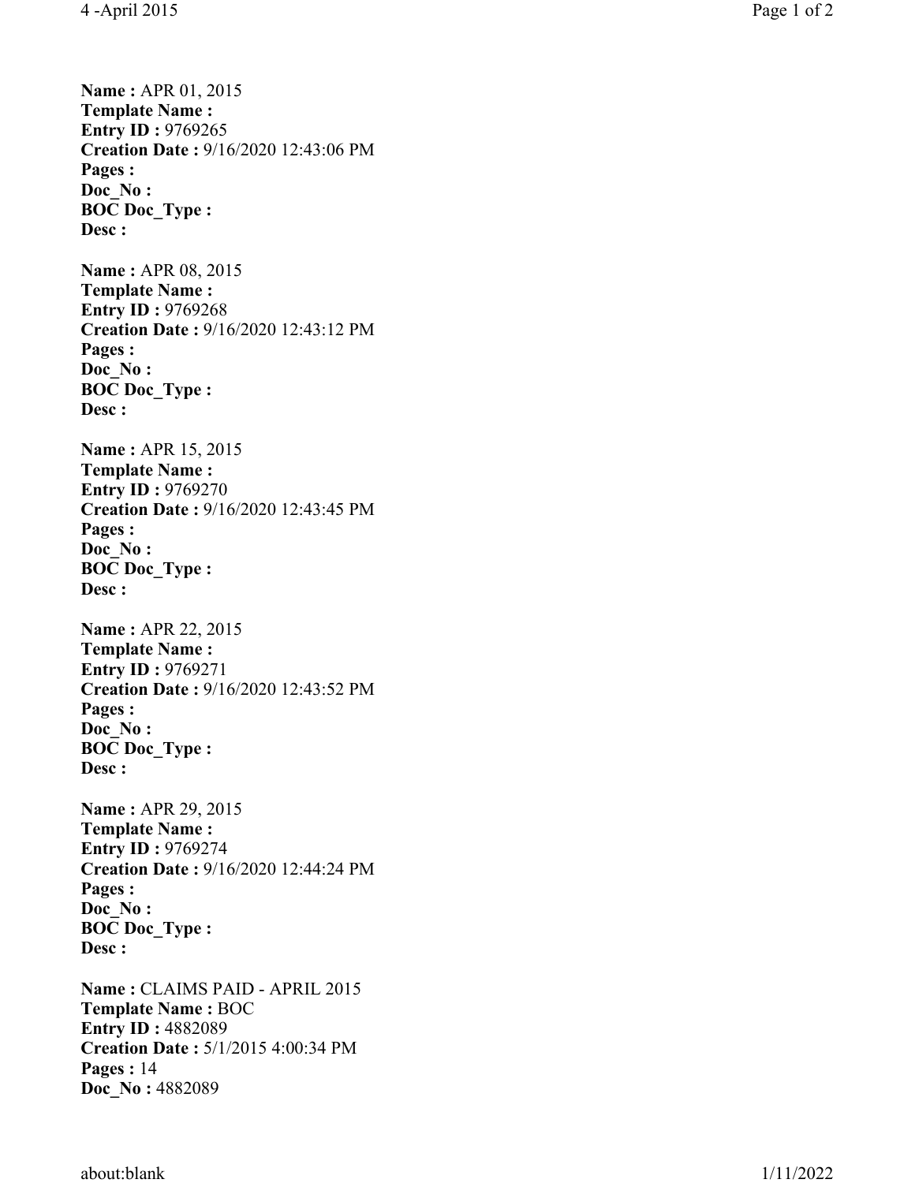**Name :** APR 01, 2015
**Template Name :**
**Entry ID :** 9769265
**Creation Date :** 9/16/2020 12:43:06 PM
**Pages :**
**Doc_No :**
**BOC Doc_Type :**
**Desc :**

**Name :** APR 08, 2015
**Template Name :**
**Entry ID :** 9769268
**Creation Date :** 9/16/2020 12:43:12 PM
**Pages :**
**Doc_No :**
**BOC Doc_Type :**
**Desc :**

**Name :** APR 15, 2015
**Template Name :**
**Entry ID :** 9769270
**Creation Date :** 9/16/2020 12:43:45 PM
**Pages :**
**Doc_No :**
**BOC Doc_Type :**
**Desc :**

**Name :** APR 22, 2015
**Template Name :**
**Entry ID :** 9769271
**Creation Date :** 9/16/2020 12:43:52 PM
**Pages :**
**Doc_No :**
**BOC Doc_Type :**
**Desc :**

**Name :** APR 29, 2015
**Template Name :**
**Entry ID :** 9769274
**Creation Date :** 9/16/2020 12:44:24 PM
**Pages :**
**Doc_No :**
**BOC Doc_Type :**
**Desc :**

**Name :** CLAIMS PAID - APRIL 2015
**Template Name :** BOC
**Entry ID :** 4882089
**Creation Date :** 5/1/2015 4:00:34 PM
**Pages :** 14
**Doc_No :** 4882089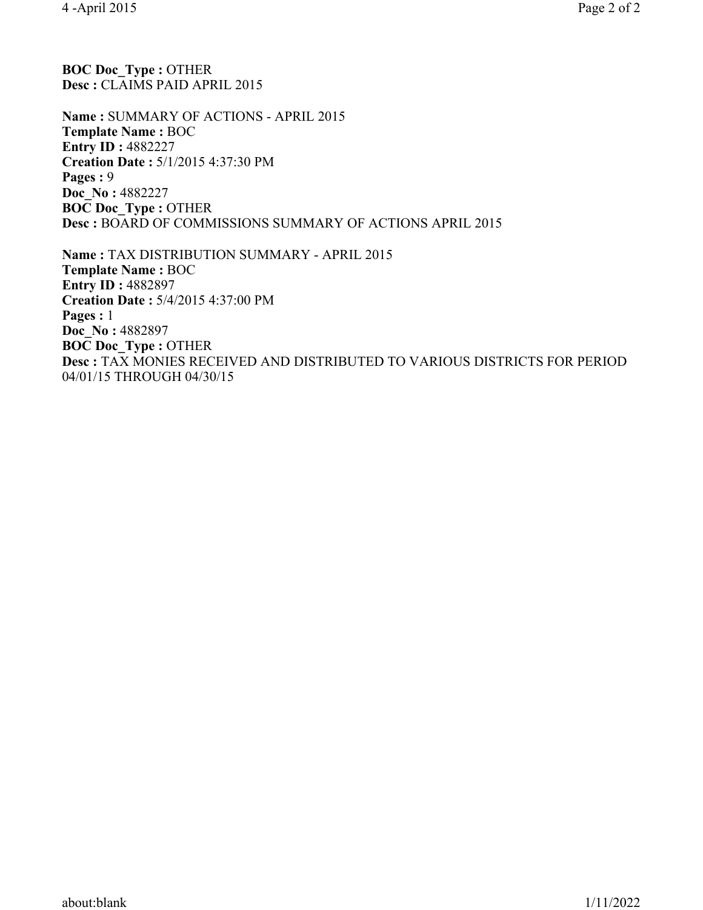**BOC Doc_Type :** OTHER
**Desc :** CLAIMS PAID APRIL 2015

**Name :** SUMMARY OF ACTIONS - APRIL 2015
**Template Name :** BOC
**Entry ID :** 4882227
**Creation Date :** 5/1/2015 4:37:30 PM
**Pages :** 9
**Doc_No :** 4882227
**BOC Doc_Type :** OTHER
**Desc :** BOARD OF COMMISSIONS SUMMARY OF ACTIONS APRIL 2015

**Name :** TAX DISTRIBUTION SUMMARY - APRIL 2015
**Template Name :** BOC
**Entry ID :** 4882897
**Creation Date :** 5/4/2015 4:37:00 PM
**Pages :** 1
**Doc_No :** 4882897
**BOC Doc_Type :** OTHER
**Desc :** TAX MONIES RECEIVED AND DISTRIBUTED TO VARIOUS DISTRICTS FOR PERIOD 04/01/15 THROUGH 04/30/15